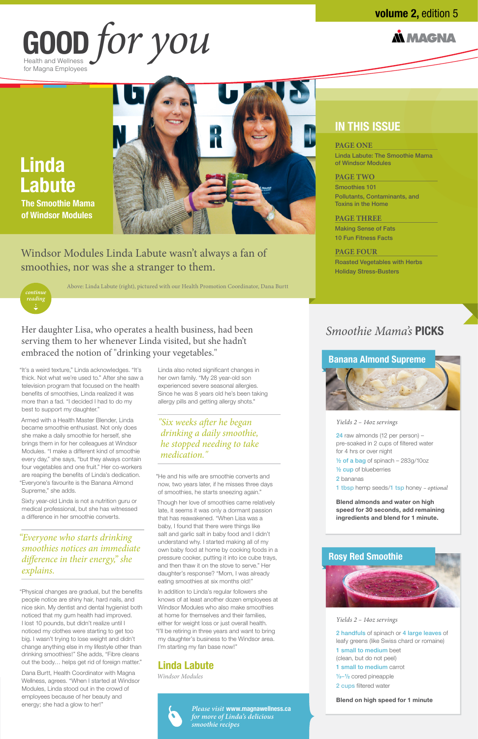volume 2, edition 5

# GOOD *for you*

Health and Wellness for Magna Employees

MAGNA

## Linda Labute

### The Smoothie Mama of Windsor Modules

Windsor Modules Linda Labute wasn't always a fan of smoothies, nor was she a stranger to them.

Above: Linda Labute (right), pictured with our Health Promotion Coordinator, Dana Burtt

## IN THIS ISSUE

**PAGE ONE**
Linda Labute: The Smoothie Mama of Windsor Modules

**PAGE TWO**
Smoothies 101
Pollutants, Contaminants, and Toxins in the Home

**PAGE THREE**
Making Sense of Fats
10 Fun Fitness Facts

**PAGE FOUR**
Roasted Vegetables with Herbs
Holiday Stress-Busters

*continue reading*

Her daughter Lisa, who operates a health business, had been serving them to her whenever Linda visited, but she hadn't embraced the notion of "drinking your vegetables."

"It's a weird texture," Linda acknowledges. "It's thick. Not what we're used to." After she saw a television program that focused on the health benefits of smoothies, Linda realized it was more than a fad. "I decided I had to do my best to support my daughter."

Armed with a Health Master Blender, Linda became smoothie enthusiast. Not only does she make a daily smoothie for herself, she brings them in for her colleagues at Windsor Modules. "I make a different kind of smoothie every day," she says, "but they always contain four vegetables and one fruit." Her co-workers are reaping the benefits of Linda's dedication. "Everyone's favourite is the Banana Almond Supreme," she adds.

Sixty year-old Linda is not a nutrition guru or medical professional, but she has witnessed a difference in her smoothie converts.

*"Everyone who starts drinking smoothies notices an immediate difference in their energy," she explains.*

"Physical changes are gradual, but the benefits people notice are shiny hair, hard nails, and nice skin. My dentist and dental hygienist both noticed that my gum health had improved. I lost 10 pounds, but didn't realize until I noticed my clothes were starting to get too big. I wasn't trying to lose weight and didn't change anything else in my lifestyle other than drinking smoothies!" She adds, "Fibre cleans out the body… helps get rid of foreign matter."

Dana Burtt, Health Coordinator with Magna Wellness, agrees. "When I started at Windsor Modules, Linda stood out in the crowd of employees because of her beauty and energy; she had a glow to her!"

Linda also noted significant changes in her own family. "My 28 year-old son experienced severe seasonal allergies. Since he was 8 years old he's been taking allergy pills and getting allergy shots."

*"Six weeks after he began drinking a daily smoothie, he stopped needing to take medication."*

"He and his wife are smoothie converts and now, two years later, if he misses three days of smoothies, he starts sneezing again."

Though her love of smoothies came relatively late, it seems it was only a dormant passion that has reawakened. "When Lisa was a baby, I found that there were things like salt and garlic salt in baby food and I didn't understand why. I started making all of my own baby food at home by cooking foods in a pressure cooker, putting it into ice cube trays, and then thaw it on the stove to serve." Her daughter's response? "Mom, I was already eating smoothies at six months old!"

In addition to Linda's regular followers she knows of at least another dozen employees at Windsor Modules who also make smoothies at home for themselves and their families, either for weight loss or just overall health. "I'll be retiring in three years and want to bring my daughter's business to the Windsor area. I'm starting my fan base now!"

**Linda Labute**
*Windsor Modules*

*Please visit* **www.magnawellness.ca** *for more of Linda's delicious smoothie recipes*

## *Smoothie Mama's* PICKS

### Banana Almond Supreme

*Yields 2 – 14oz servings*

- 24 raw almonds (12 per person) – pre-soaked in 2 cups of filtered water for 4 hrs or over night
- ½ of a bag of spinach – 283g/10oz
- ½ cup of blueberries
- 2 bananas
- 1 tbsp hemp seeds/1 tsp honey – *optional*

**Blend almonds and water on high speed for 30 seconds, add remaining ingredients and blend for 1 minute.**

### Rosy Red Smoothie

*Yields 2 – 14oz servings*

- 2 handfuls of spinach or 4 large leaves of leafy greens (like Swiss chard or romaine)
- 1 small to medium beet (clean, but do not peel)
- 1 small to medium carrot
- ⅓–½ cored pineapple
- 2 cups filtered water

**Blend on high speed for 1 minute**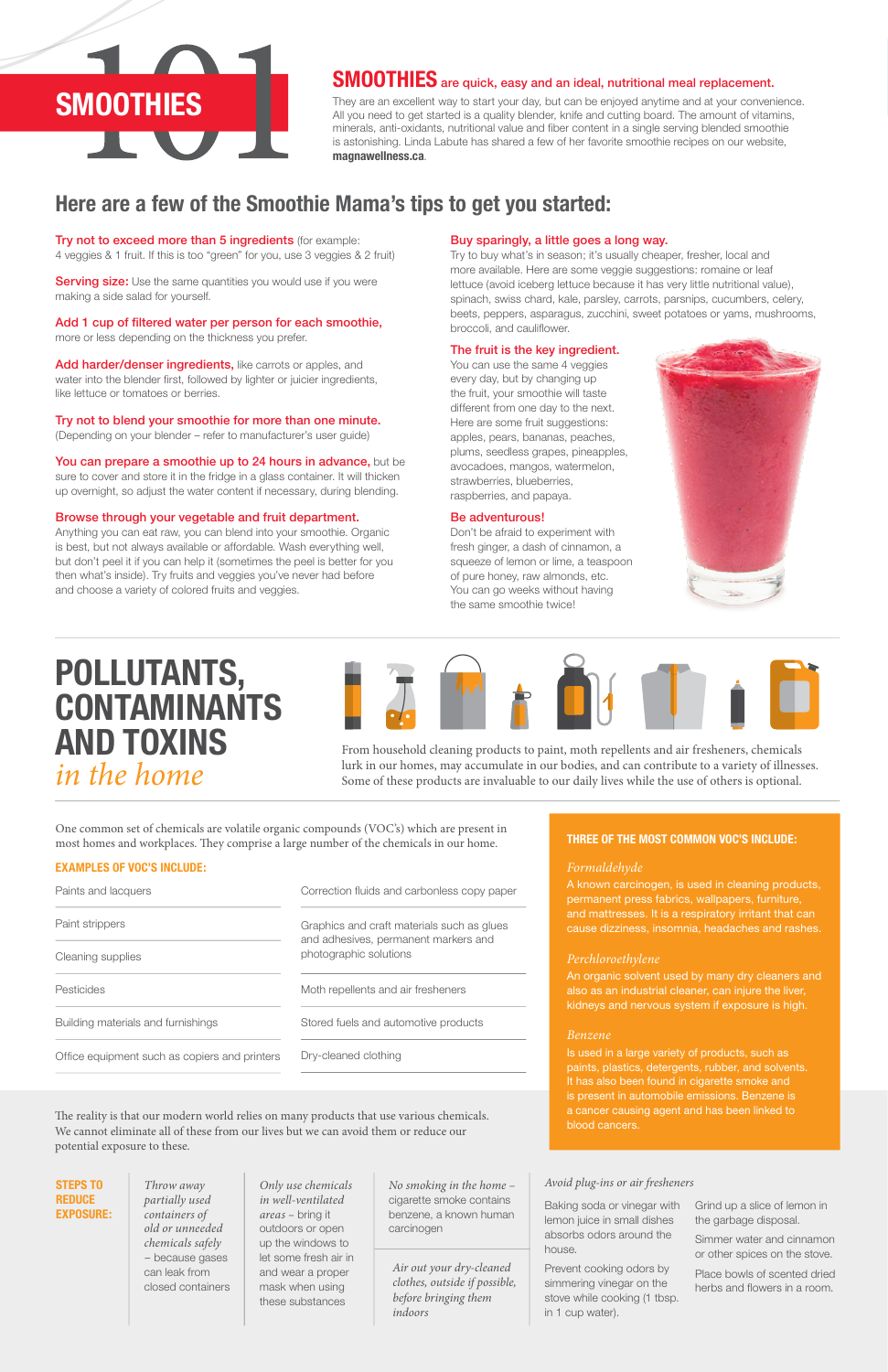# SMOOTHIES 101

## SMOOTHIES are quick, easy and an ideal, nutritional meal replacement.

They are an excellent way to start your day, but can be enjoyed anytime and at your convenience. All you need to get started is a quality blender, knife and cutting board. The amount of vitamins, minerals, anti-oxidants, nutritional value and fiber content in a single serving blended smoothie is astonishing. Linda Labute has shared a few of her favorite smoothie recipes on our website, **magnawellness.ca**.

## Here are a few of the Smoothie Mama's tips to get you started:

**Try not to exceed more than 5 ingredients** (for example: 4 veggies & 1 fruit. If this is too "green" for you, use 3 veggies & 2 fruit)

**Serving size:** Use the same quantities you would use if you were making a side salad for yourself.

**Add 1 cup of filtered water per person for each smoothie,** more or less depending on the thickness you prefer.

**Add harder/denser ingredients,** like carrots or apples, and water into the blender first, followed by lighter or juicier ingredients, like lettuce or tomatoes or berries.

**Try not to blend your smoothie for more than one minute.** (Depending on your blender – refer to manufacturer's user guide)

**You can prepare a smoothie up to 24 hours in advance,** but be sure to cover and store it in the fridge in a glass container. It will thicken up overnight, so adjust the water content if necessary, during blending.

**Browse through your vegetable and fruit department.** Anything you can eat raw, you can blend into your smoothie. Organic is best, but not always available or affordable. Wash everything well, but don't peel it if you can help it (sometimes the peel is better for you then what's inside). Try fruits and veggies you've never had before and choose a variety of colored fruits and veggies.

**Buy sparingly, a little goes a long way.** Try to buy what's in season; it's usually cheaper, fresher, local and more available. Here are some veggie suggestions: romaine or leaf lettuce (avoid iceberg lettuce because it has very little nutritional value), spinach, swiss chard, kale, parsley, carrots, parsnips, cucumbers, celery, beets, peppers, asparagus, zucchini, sweet potatoes or yams, mushrooms, broccoli, and cauliflower.

**The fruit is the key ingredient.** You can use the same 4 veggies every day, but by changing up the fruit, your smoothie will taste different from one day to the next. Here are some fruit suggestions: apples, pears, bananas, peaches, plums, seedless grapes, pineapples, avocadoes, mangos, watermelon, strawberries, blueberries, raspberries, and papaya.

**Be adventurous!** Don't be afraid to experiment with fresh ginger, a dash of cinnamon, a squeeze of lemon or lime, a teaspoon of pure honey, raw almonds, etc. You can go weeks without having the same smoothie twice!

# POLLUTANTS, CONTAMINANTS AND TOXINS *in the home*

From household cleaning products to paint, moth repellents and air fresheners, chemicals lurk in our homes, may accumulate in our bodies, and can contribute to a variety of illnesses. Some of these products are invaluable to our daily lives while the use of others is optional.

One common set of chemicals are volatile organic compounds (VOC's) which are present in most homes and workplaces. They comprise a large number of the chemicals in our home.

### EXAMPLES OF VOC'S INCLUDE:

| | |
|---|---|
| Paints and lacquers | Correction fluids and carbonless copy paper |
| Paint strippers | Graphics and craft materials such as glues and adhesives, permanent markers and photographic solutions |
| Cleaning supplies | Moth repellents and air fresheners |
| Pesticides | Stored fuels and automotive products |
| Building materials and furnishings | Dry-cleaned clothing |
| Office equipment such as copiers and printers | |

### THREE OF THE MOST COMMON VOC'S INCLUDE:

*Formaldehyde*
A known carcinogen, is used in cleaning products, permanent press fabrics, wallpapers, furniture, and mattresses. It is a respiratory irritant that can cause dizziness, insomnia, headaches and rashes.

*Perchloroethylene*
An organic solvent used by many dry cleaners and also as an industrial cleaner, can injure the liver, kidneys and nervous system if exposure is high.

*Benzene*
Is used in a large variety of products, such as paints, plastics, detergents, rubber, and solvents. It has also been found in cigarette smoke and is present in automobile emissions. Benzene is a cancer causing agent and has been linked to blood cancers.

The reality is that our modern world relies on many products that use various chemicals. We cannot eliminate all of these from our lives but we can avoid them or reduce our potential exposure to these.

### STEPS TO REDUCE EXPOSURE:

*Throw away partially used containers of old or unneeded chemicals safely* – because gases can leak from closed containers

*Only use chemicals in well-ventilated areas* – bring it outdoors or open up the windows to let some fresh air in and wear a proper mask when using these substances

*No smoking in the home* – cigarette smoke contains benzene, a known human carcinogen

*Air out your dry-cleaned clothes, outside if possible, before bringing them indoors*

*Avoid plug-ins or air fresheners*

- Baking soda or vinegar with lemon juice in small dishes absorbs odors around the house.
- Prevent cooking odors by simmering vinegar on the stove while cooking (1 tbsp. in 1 cup water).
- Grind up a slice of lemon in the garbage disposal.
- Simmer water and cinnamon or other spices on the stove.
- Place bowls of scented dried herbs and flowers in a room.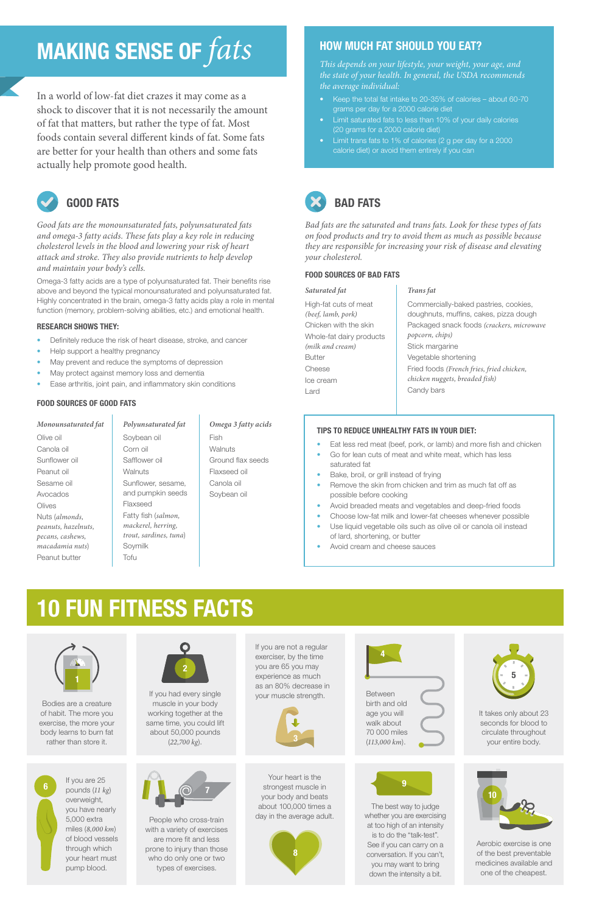# MAKING SENSE OF *fats*

In a world of low-fat diet crazes it may come as a shock to discover that it is not necessarily the amount of fat that matters, but rather the type of fat. Most foods contain several different kinds of fat. Some fats are better for your health than others and some fats actually help promote good health.

## HOW MUCH FAT SHOULD YOU EAT?

*This depends on your lifestyle, your weight, your age, and the state of your health. In general, the USDA recommends the average individual:*

- Keep the total fat intake to 20-35% of calories – about 60-70 grams per day for a 2000 calorie diet
- Limit saturated fats to less than 10% of your daily calories (20 grams for a 2000 calorie diet)
- Limit trans fats to 1% of calories (2 g per day for a 2000 calorie diet) or avoid them entirely if you can

## GOOD FATS

*Good fats are the monounsaturated fats, polyunsaturated fats and omega-3 fatty acids. These fats play a key role in reducing cholesterol levels in the blood and lowering your risk of heart attack and stroke. They also provide nutrients to help develop and maintain your body's cells.*

Omega-3 fatty acids are a type of polyunsaturated fat. Their benefits rise above and beyond the typical monounsaturated and polyunsaturated fat. Highly concentrated in the brain, omega-3 fatty acids play a role in mental function (memory, problem-solving abilities, etc.) and emotional health.

### RESEARCH SHOWS THEY:

- Definitely reduce the risk of heart disease, stroke, and cancer
- Help support a healthy pregnancy
- May prevent and reduce the symptoms of depression
- May protect against memory loss and dementia
- Ease arthritis, joint pain, and inflammatory skin conditions

### FOOD SOURCES OF GOOD FATS

| *Monounsaturated fat* | *Polyunsaturated fat* | *Omega 3 fatty acids* |
|---|---|---|
| Olive oil | Soybean oil | Fish |
| Canola oil | Corn oil | Walnuts |
| Sunflower oil | Safflower oil | Ground flax seeds |
| Peanut oil | Walnuts | Flaxseed oil |
| Sesame oil | Sunflower, sesame, and pumpkin seeds | Canola oil |
| Avocados | Flaxseed | Soybean oil |
| Olives | Fatty fish *(salmon, mackerel, herring, trout, sardines, tuna)* | |
| Nuts *(almonds, peanuts, hazelnuts, pecans, cashews, macadamia nuts)* | Soymilk | |
| Peanut butter | Tofu | |

## BAD FATS

*Bad fats are the saturated and trans fats. Look for these types of fats on food products and try to avoid them as much as possible because they are responsible for increasing your risk of disease and elevating your cholesterol.*

### FOOD SOURCES OF BAD FATS

| *Saturated fat* | *Trans fat* |
|---|---|
| High-fat cuts of meat *(beef, lamb, pork)* | Commercially-baked pastries, cookies, doughnuts, muffins, cakes, pizza dough |
| Chicken with the skin | Packaged snack foods *(crackers, microwave popcorn, chips)* |
| Whole-fat dairy products *(milk and cream)* | Stick margarine |
| Butter | Vegetable shortening |
| Cheese | Fried foods *(French fries, fried chicken, chicken nuggets, breaded fish)* |
| Ice cream | Candy bars |
| Lard | |

### TIPS TO REDUCE UNHEALTHY FATS IN YOUR DIET:

- Eat less red meat (beef, pork, or lamb) and more fish and chicken
- Go for lean cuts of meat and white meat, which has less saturated fat
- Bake, broil, or grill instead of frying
- Remove the skin from chicken and trim as much fat off as possible before cooking
- Avoid breaded meats and vegetables and deep-fried foods
- Choose low-fat milk and lower-fat cheeses whenever possible
- Use liquid vegetable oils such as olive oil or canola oil instead of lard, shortening, or butter
- Avoid cream and cheese sauces

# 10 FUN FITNESS FACTS

1. Bodies are a creature of habit. The more you exercise, the more your body learns to burn fat rather than store it.

2. If you had every single muscle in your body working together at the same time, you could lift about 50,000 pounds *(22,700 kg)*.

3. If you are not a regular exerciser, by the time you are 65 you may experience as much as an 80% decrease in your muscle strength.

4. Between birth and old age you will walk about 70 000 miles *(113,000 km)*.

5. It takes only about 23 seconds for blood to circulate throughout your entire body.

6. If you are 25 pounds *(11 kg)* overweight, you have nearly 5,000 extra miles *(8,000 km)* of blood vessels through which your heart must pump blood.

7. People who cross-train with a variety of exercises are more fit and less prone to injury than those who do only one or two types of exercises.

8. Your heart is the strongest muscle in your body and beats about 100,000 times a day in the average adult.

9. The best way to judge whether you are exercising at too high of an intensity is to do the "talk-test". See if you can carry on a conversation. If you can't, you may want to bring down the intensity a bit.

10. Aerobic exercise is one of the best preventable medicines available and one of the cheapest.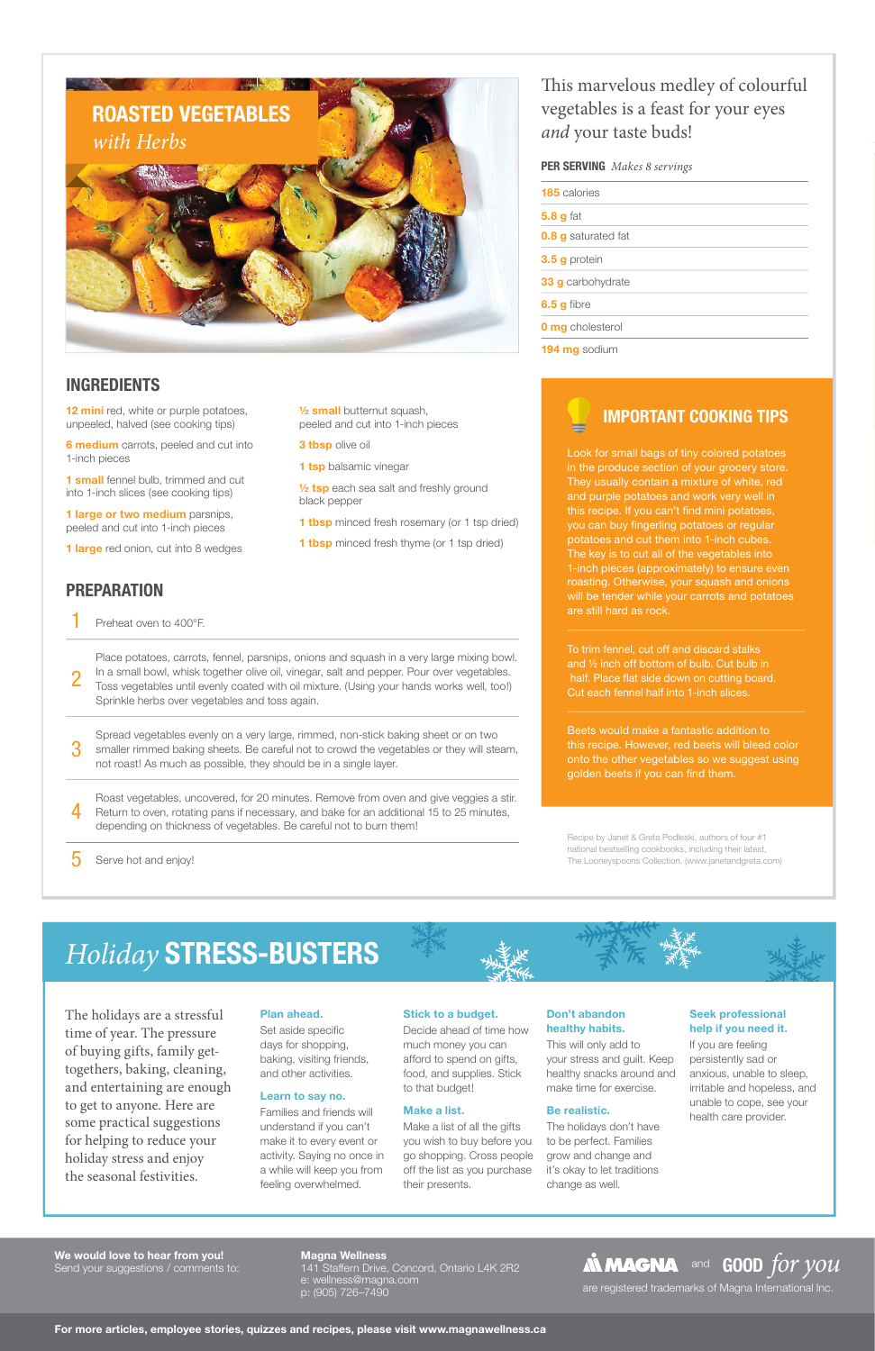# ROASTED VEGETABLES *with Herbs*

This marvelous medley of colourful vegetables is a feast for your eyes *and* your taste buds!

**PER SERVING** *Makes 8 servings*

- **185** calories
- **5.8 g** fat
- **0.8 g** saturated fat
- **3.5 g** protein
- **33 g** carbohydrate
- **6.5 g** fibre
- **0 mg** cholesterol
- **194 mg** sodium

## INGREDIENTS

**12 mini** red, white or purple potatoes, unpeeled, halved (see cooking tips)

**6 medium** carrots, peeled and cut into 1-inch pieces

**1 small** fennel bulb, trimmed and cut into 1-inch slices (see cooking tips)

**1 large or two medium** parsnips, peeled and cut into 1-inch pieces

**1 large** red onion, cut into 8 wedges

**½ small** butternut squash, peeled and cut into 1-inch pieces

**3 tbsp** olive oil

**1 tsp** balsamic vinegar

**½ tsp** each sea salt and freshly ground black pepper

**1 tbsp** minced fresh rosemary (or 1 tsp dried)

**1 tbsp** minced fresh thyme (or 1 tsp dried)

## PREPARATION

1. Preheat oven to 400°F.
2. Place potatoes, carrots, fennel, parsnips, onions and squash in a very large mixing bowl. In a small bowl, whisk together olive oil, vinegar, salt and pepper. Pour over vegetables. Toss vegetables until evenly coated with oil mixture. (Using your hands works well, too!) Sprinkle herbs over vegetables and toss again.
3. Spread vegetables evenly on a very large, rimmed, non-stick baking sheet or on two smaller rimmed baking sheets. Be careful not to crowd the vegetables or they will steam, not roast! As much as possible, they should be in a single layer.
4. Roast vegetables, uncovered, for 20 minutes. Remove from oven and give veggies a stir. Return to oven, rotating pans if necessary, and bake for an additional 15 to 25 minutes, depending on thickness of vegetables. Be careful not to burn them!
5. Serve hot and enjoy!

## IMPORTANT COOKING TIPS

Look for small bags of tiny colored potatoes in the produce section of your grocery store. They usually contain a mixture of white, red and purple potatoes and work very well in this recipe. If you can't find mini potatoes, you can buy fingerling potatoes or regular potatoes and cut them into 1-inch cubes. The key is to cut all of the vegetables into 1-inch pieces (approximately) to ensure even roasting. Otherwise, your squash and onions will be tender while your carrots and potatoes are still hard as rock.

To trim fennel, cut off and discard stalks and ½ inch off bottom of bulb. Cut bulb in half. Place flat side down on cutting board. Cut each fennel half into 1-inch slices.

Beets would make a fantastic addition to this recipe. However, red beets will bleed color onto the other vegetables so we suggest using golden beets if you can find them.

Recipe by Janet & Greta Podleski, authors of four #1 national bestselling cookbooks, including their latest, The Looneyspoons Collection. (www.janetandgreta.com)

# *Holiday* STRESS-BUSTERS

The holidays are a stressful time of year. The pressure of buying gifts, family get-togethers, baking, cleaning, and entertaining are enough to get to anyone. Here are some practical suggestions for helping to reduce your holiday stress and enjoy the seasonal festivities.

**Plan ahead.**
Set aside specific days for shopping, baking, visiting friends, and other activities.

**Learn to say no.**
Families and friends will understand if you can't make it to every event or activity. Saying no once in a while will keep you from feeling overwhelmed.

**Stick to a budget.**
Decide ahead of time how much money you can afford to spend on gifts, food, and supplies. Stick to that budget!

**Make a list.**
Make a list of all the gifts you wish to buy before you go shopping. Cross people off the list as you purchase their presents.

**Don't abandon healthy habits.**
This will only add to your stress and guilt. Keep healthy snacks around and make time for exercise.

**Be realistic.**
The holidays don't have to be perfect. Families grow and change and it's okay to let traditions change as well.

**Seek professional help if you need it.**
If you are feeling persistently sad or anxious, unable to sleep, irritable and hopeless, and unable to cope, see your health care provider.

**We would love to hear from you!**
Send your suggestions / comments to:

**Magna Wellness**
141 Staffern Drive, Concord, Ontario L4K 2R2
e: wellness@magna.com
p: (905) 726-7490

MAGNA and GOOD *for you* are registered trademarks of Magna International Inc.

**For more articles, employee stories, quizzes and recipes, please visit www.magnawellness.ca**